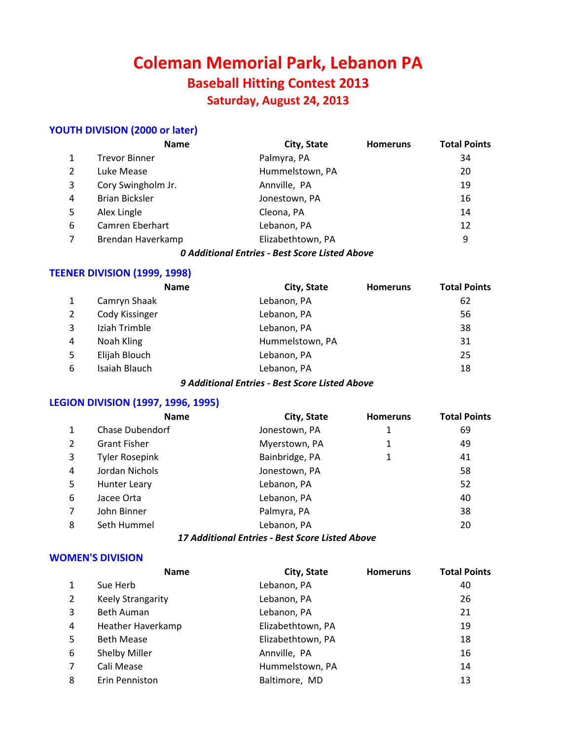# Coleman Memorial Park, Lebanon PA

## Baseball Hitting Contest 2013

### Saturday, August 24, 2013

### YOUTH DIVISION (2000 or later)

| | Name | City, State | Homeruns | Total Points |
|---|---|---|---|---|
| 1 | Trevor Binner | Palmyra, PA | | 34 |
| 2 | Luke Mease | Hummelstown, PA | | 20 |
| 3 | Cory Swingholm Jr. | Annville, PA | | 19 |
| 4 | Brian Bicksler | Jonestown, PA | | 16 |
| 5 | Alex Lingle | Cleona, PA | | 14 |
| 6 | Camren Eberhart | Lebanon, PA | | 12 |
| 7 | Brendan Haverkamp | Elizabethtown, PA | | 9 |

***0 Additional Entries - Best Score Listed Above***

### TEENER DIVISION (1999, 1998)

| | Name | City, State | Homeruns | Total Points |
|---|---|---|---|---|
| 1 | Camryn Shaak | Lebanon, PA | | 62 |
| 2 | Cody Kissinger | Lebanon, PA | | 56 |
| 3 | Iziah Trimble | Lebanon, PA | | 38 |
| 4 | Noah Kling | Hummelstown, PA | | 31 |
| 5 | Elijah Blouch | Lebanon, PA | | 25 |
| 6 | Isaiah Blauch | Lebanon, PA | | 18 |

***9 Additional Entries - Best Score Listed Above***

### LEGION DIVISION (1997, 1996, 1995)

| | Name | City, State | Homeruns | Total Points |
|---|---|---|---|---|
| 1 | Chase Dubendorf | Jonestown, PA | 1 | 69 |
| 2 | Grant Fisher | Myerstown, PA | 1 | 49 |
| 3 | Tyler Rosepink | Bainbridge, PA | 1 | 41 |
| 4 | Jordan Nichols | Jonestown, PA | | 58 |
| 5 | Hunter Leary | Lebanon, PA | | 52 |
| 6 | Jacee Orta | Lebanon, PA | | 40 |
| 7 | John Binner | Palmyra, PA | | 38 |
| 8 | Seth Hummel | Lebanon, PA | | 20 |

***17 Additional Entries - Best Score Listed Above***

### WOMEN'S DIVISION

| | Name | City, State | Homeruns | Total Points |
|---|---|---|---|---|
| 1 | Sue Herb | Lebanon, PA | | 40 |
| 2 | Keely Strangarity | Lebanon, PA | | 26 |
| 3 | Beth Auman | Lebanon, PA | | 21 |
| 4 | Heather Haverkamp | Elizabethtown, PA | | 19 |
| 5 | Beth Mease | Elizabethtown, PA | | 18 |
| 6 | Shelby Miller | Annville, PA | | 16 |
| 7 | Cali Mease | Hummelstown, PA | | 14 |
| 8 | Erin Penniston | Baltimore, MD | | 13 |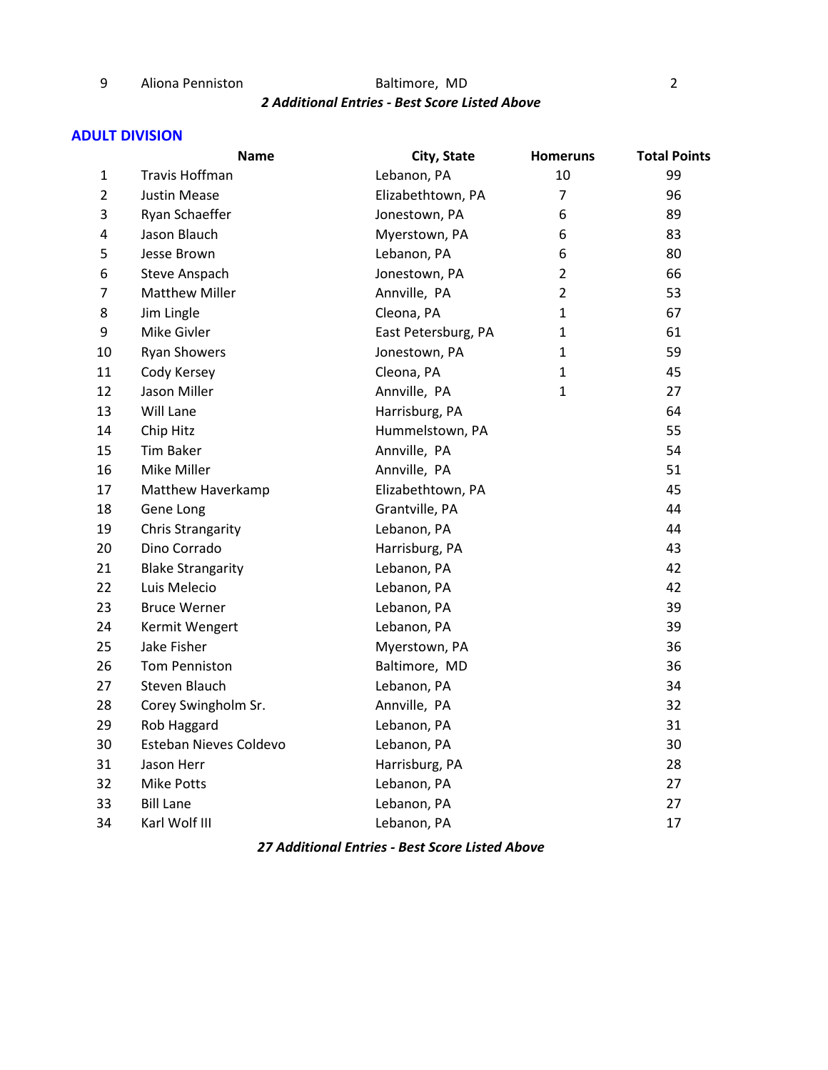| | | | | |
|---|---|---|---|---|
| 9 | Aliona Penniston | Baltimore, MD | | 2 |

***2 Additional Entries - Best Score Listed Above***

## ADULT DIVISION

| | Name | City, State | Homeruns | Total Points |
|---|---|---|---|---|
| 1 | Travis Hoffman | Lebanon, PA | 10 | 99 |
| 2 | Justin Mease | Elizabethtown, PA | 7 | 96 |
| 3 | Ryan Schaeffer | Jonestown, PA | 6 | 89 |
| 4 | Jason Blauch | Myerstown, PA | 6 | 83 |
| 5 | Jesse Brown | Lebanon, PA | 6 | 80 |
| 6 | Steve Anspach | Jonestown, PA | 2 | 66 |
| 7 | Matthew Miller | Annville, PA | 2 | 53 |
| 8 | Jim Lingle | Cleona, PA | 1 | 67 |
| 9 | Mike Givler | East Petersburg, PA | 1 | 61 |
| 10 | Ryan Showers | Jonestown, PA | 1 | 59 |
| 11 | Cody Kersey | Cleona, PA | 1 | 45 |
| 12 | Jason Miller | Annville, PA | 1 | 27 |
| 13 | Will Lane | Harrisburg, PA | | 64 |
| 14 | Chip Hitz | Hummelstown, PA | | 55 |
| 15 | Tim Baker | Annville, PA | | 54 |
| 16 | Mike Miller | Annville, PA | | 51 |
| 17 | Matthew Haverkamp | Elizabethtown, PA | | 45 |
| 18 | Gene Long | Grantville, PA | | 44 |
| 19 | Chris Strangarity | Lebanon, PA | | 44 |
| 20 | Dino Corrado | Harrisburg, PA | | 43 |
| 21 | Blake Strangarity | Lebanon, PA | | 42 |
| 22 | Luis Melecio | Lebanon, PA | | 42 |
| 23 | Bruce Werner | Lebanon, PA | | 39 |
| 24 | Kermit Wengert | Lebanon, PA | | 39 |
| 25 | Jake Fisher | Myerstown, PA | | 36 |
| 26 | Tom Penniston | Baltimore, MD | | 36 |
| 27 | Steven Blauch | Lebanon, PA | | 34 |
| 28 | Corey Swingholm Sr. | Annville, PA | | 32 |
| 29 | Rob Haggard | Lebanon, PA | | 31 |
| 30 | Esteban Nieves Coldevo | Lebanon, PA | | 30 |
| 31 | Jason Herr | Harrisburg, PA | | 28 |
| 32 | Mike Potts | Lebanon, PA | | 27 |
| 33 | Bill Lane | Lebanon, PA | | 27 |
| 34 | Karl Wolf III | Lebanon, PA | | 17 |

***27 Additional Entries - Best Score Listed Above***